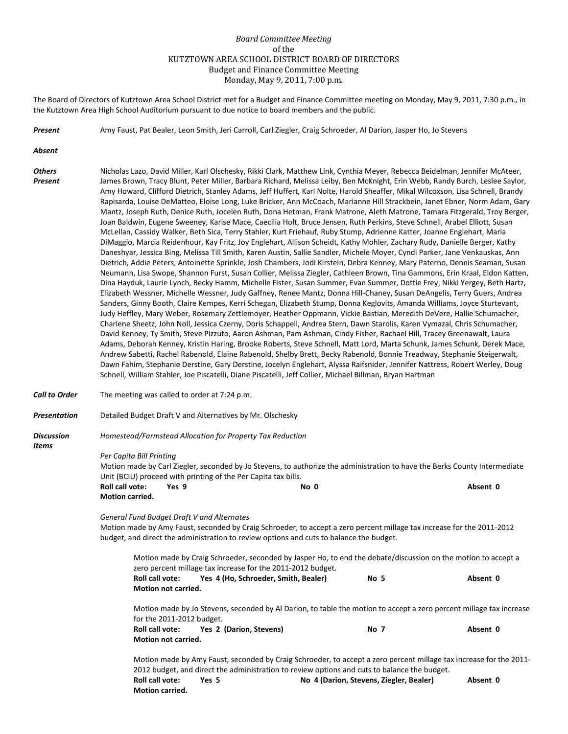*Board Committee Meeting*
of the
KUTZTOWN AREA SCHOOL DISTRICT BOARD OF DIRECTORS
Budget and Finance Committee Meeting
Monday, May 9, 2011, 7:00 p.m.

The Board of Directors of Kutztown Area School District met for a Budget and Finance Committee meeting on Monday, May 9, 2011, 7:30 p.m., in the Kutztown Area High School Auditorium pursuant to due notice to board members and the public.

***Present*** Amy Faust, Pat Bealer, Leon Smith, Jeri Carroll, Carl Ziegler, Craig Schroeder, Al Darion, Jasper Ho, Jo Stevens

***Absent***

***Others Present*** Nicholas Lazo, David Miller, Karl Olschesky, Rikki Clark, Matthew Link, Cynthia Meyer, Rebecca Beidelman, Jennifer McAteer, James Brown, Tracy Blunt, Peter Miller, Barbara Richard, Melissa Leiby, Ben McKnight, Erin Webb, Randy Burch, Leslee Saylor, Amy Howard, Clifford Dietrich, Stanley Adams, Jeff Huffert, Karl Nolte, Harold Sheaffer, Mikal Wilcoxson, Lisa Schnell, Brandy Rapisarda, Louise DeMatteo, Eloise Long, Luke Bricker, Ann McCoach, Marianne Hill Strackbein, Janet Ebner, Norm Adam, Gary Mantz, Joseph Ruth, Denice Ruth, Jocelen Ruth, Dona Hetman, Frank Matrone, Aleth Matrone, Tamara Fitzgerald, Troy Berger, Joan Baldwin, Eugene Sweeney, Karise Mace, Caecilia Holt, Bruce Jensen, Ruth Perkins, Steve Schnell, Arabel Elliott, Susan McLellan, Cassidy Walker, Beth Sica, Terry Stahler, Kurt Friehauf, Ruby Stump, Adrienne Katter, Joanne Englehart, Maria DiMaggio, Marcia Reidenhour, Kay Fritz, Joy Englehart, Allison Scheidt, Kathy Mohler, Zachary Rudy, Danielle Berger, Kathy Daneshyar, Jessica Bing, Melissa Till Smith, Karen Austin, Sallie Sandler, Michele Moyer, Cyndi Parker, Jane Venkauskas, Ann Dietrich, Addie Peters, Antoinette Sprinkle, Josh Chambers, Jodi Kirstein, Debra Kenney, Mary Paterno, Dennis Seaman, Susan Neumann, Lisa Swope, Shannon Furst, Susan Collier, Melissa Ziegler, Cathleen Brown, Tina Gammons, Erin Kraal, Eldon Katten, Dina Hayduk, Laurie Lynch, Becky Hamm, Michelle Fister, Susan Summer, Evan Summer, Dottie Frey, Nikki Yergey, Beth Hartz, Elizabeth Wessner, Michelle Wessner, Judy Gaffney, Renee Mantz, Donna Hill-Chaney, Susan DeAngelis, Terry Guers, Andrea Sanders, Ginny Booth, Claire Kempes, Kerri Schegan, Elizabeth Stump, Donna Keglovits, Amanda Williams, Joyce Sturtevant, Judy Heffley, Mary Weber, Rosemary Zettlemoyer, Heather Oppmann, Vickie Bastian, Meredith DeVere, Hallie Schumacher, Charlene Sheetz, John Noll, Jessica Czerny, Doris Schappell, Andrea Stern, Dawn Starolis, Karen Vymazal, Chris Schumacher, David Kenney, Ty Smith, Steve Pizzuto, Aaron Ashman, Pam Ashman, Cindy Fisher, Rachael Hill, Tracey Greenawalt, Laura Adams, Deborah Kenney, Kristin Haring, Brooke Roberts, Steve Schnell, Matt Lord, Marta Schunk, James Schunk, Derek Mace, Andrew Sabetti, Rachel Rabenold, Elaine Rabenold, Shelby Brett, Becky Rabenold, Bonnie Treadway, Stephanie Steigerwalt, Dawn Fahim, Stephanie Derstine, Gary Derstine, Jocelyn Englehart, Alyssa Raifsnider, Jennifer Nattress, Robert Werley, Doug Schnell, William Stahler, Joe Piscatelli, Diane Piscatelli, Jeff Collier, Michael Billman, Bryan Hartman

***Call to Order*** The meeting was called to order at 7:24 p.m.

***Presentation*** Detailed Budget Draft V and Alternatives by Mr. Olschesky

***Discussion Items***

*Homestead/Farmstead Allocation for Property Tax Reduction*

*Per Capita Bill Printing*
Motion made by Carl Ziegler, seconded by Jo Stevens, to authorize the administration to have the Berks County Intermediate Unit (BCIU) proceed with printing of the Per Capita tax bills.
**Roll call vote: Yes 9 No 0 Absent 0**
**Motion carried.**

*General Fund Budget Draft V and Alternates*
Motion made by Amy Faust, seconded by Craig Schroeder, to accept a zero percent millage tax increase for the 2011-2012 budget, and direct the administration to review options and cuts to balance the budget.

Motion made by Craig Schroeder, seconded by Jasper Ho, to end the debate/discussion on the motion to accept a zero percent millage tax increase for the 2011-2012 budget.
**Roll call vote: Yes 4 (Ho, Schroeder, Smith, Bealer) No 5 Absent 0**
**Motion not carried.**

Motion made by Jo Stevens, seconded by Al Darion, to table the motion to accept a zero percent millage tax increase for the 2011-2012 budget.
**Roll call vote: Yes 2 (Darion, Stevens) No 7 Absent 0**
**Motion not carried.**

Motion made by Amy Faust, seconded by Craig Schroeder, to accept a zero percent millage tax increase for the 2011-2012 budget, and direct the administration to review options and cuts to balance the budget.
**Roll call vote: Yes 5 No 4 (Darion, Stevens, Ziegler, Bealer) Absent 0**
**Motion carried.**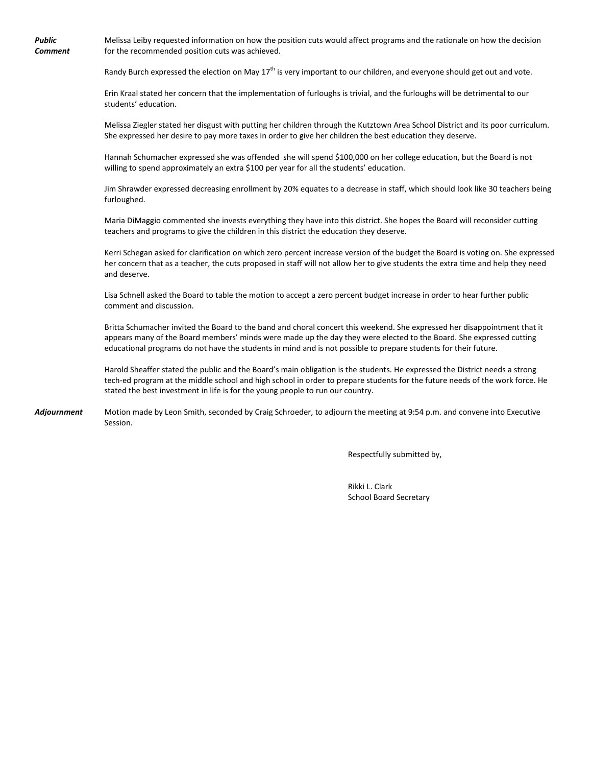***Public Comment***

Melissa Leiby requested information on how the position cuts would affect programs and the rationale on how the decision for the recommended position cuts was achieved.

Randy Burch expressed the election on May 17th is very important to our children, and everyone should get out and vote.

Erin Kraal stated her concern that the implementation of furloughs is trivial, and the furloughs will be detrimental to our students' education.

Melissa Ziegler stated her disgust with putting her children through the Kutztown Area School District and its poor curriculum. She expressed her desire to pay more taxes in order to give her children the best education they deserve.

Hannah Schumacher expressed she was offended she will spend $100,000 on her college education, but the Board is not willing to spend approximately an extra $100 per year for all the students' education.

Jim Shrawder expressed decreasing enrollment by 20% equates to a decrease in staff, which should look like 30 teachers being furloughed.

Maria DiMaggio commented she invests everything they have into this district. She hopes the Board will reconsider cutting teachers and programs to give the children in this district the education they deserve.

Kerri Schegan asked for clarification on which zero percent increase version of the budget the Board is voting on. She expressed her concern that as a teacher, the cuts proposed in staff will not allow her to give students the extra time and help they need and deserve.

Lisa Schnell asked the Board to table the motion to accept a zero percent budget increase in order to hear further public comment and discussion.

Britta Schumacher invited the Board to the band and choral concert this weekend. She expressed her disappointment that it appears many of the Board members' minds were made up the day they were elected to the Board. She expressed cutting educational programs do not have the students in mind and is not possible to prepare students for their future.

Harold Sheaffer stated the public and the Board's main obligation is the students. He expressed the District needs a strong tech-ed program at the middle school and high school in order to prepare students for the future needs of the work force. He stated the best investment in life is for the young people to run our country.

***Adjournment***

Motion made by Leon Smith, seconded by Craig Schroeder, to adjourn the meeting at 9:54 p.m. and convene into Executive Session.

Respectfully submitted by,

Rikki L. Clark
School Board Secretary